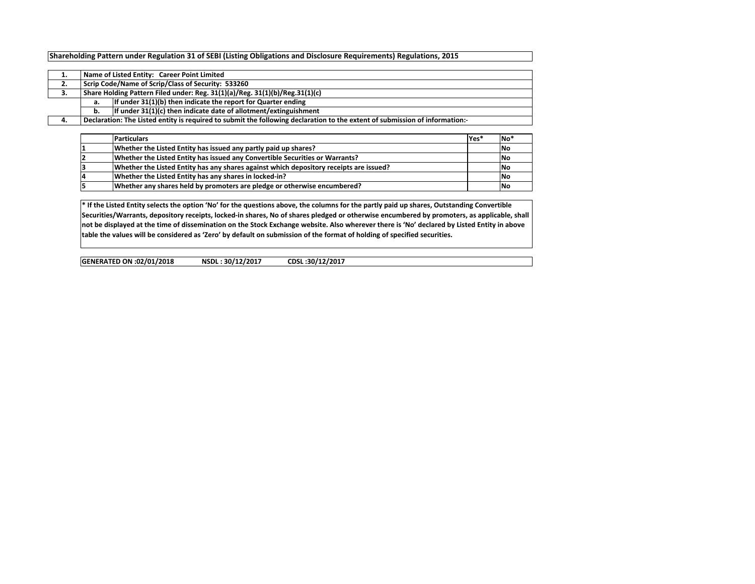**Shareholding Pattern under Regulation 31 of SEBI (Listing Obligations and Disclosure Requirements) Regulations, 2015**

| | | |
|---|---|---|
| **1.** | **Name of Listed Entity: Career Point Limited** | |
| **2.** | **Scrip Code/Name of Scrip/Class of Security: 533260** | |
| **3.** | **Share Holding Pattern Filed under: Reg. 31(1)(a)/Reg. 31(1)(b)/Reg.31(1)(c)** | |
| | **a.** | **If under 31(1)(b) then indicate the report for Quarter ending** |
| | **b.** | **If under 31(1)(c) then indicate date of allotment/extinguishment** |
| **4.** | **Declaration: The Listed entity is required to submit the following declaration to the extent of submission of information:-** | |

| | Particulars | Yes* | No* |
|---|---|---|---|
| 1 | Whether the Listed Entity has issued any partly paid up shares? | | No |
| 2 | Whether the Listed Entity has issued any Convertible Securities or Warrants? | | No |
| 3 | Whether the Listed Entity has any shares against which depository receipts are issued? | | No |
| 4 | Whether the Listed Entity has any shares in locked-in? | | No |
| 5 | Whether any shares held by promoters are pledge or otherwise encumbered? | | No |

**\* If the Listed Entity selects the option 'No' for the questions above, the columns for the partly paid up shares, Outstanding Convertible Securities/Warrants, depository receipts, locked-in shares, No of shares pledged or otherwise encumbered by promoters, as applicable, shall not be displayed at the time of dissemination on the Stock Exchange website. Also wherever there is 'No' declared by Listed Entity in above table the values will be considered as 'Zero' by default on submission of the format of holding of specified securities.**

**GENERATED ON :02/01/2018 NSDL : 30/12/2017 CDSL :30/12/2017**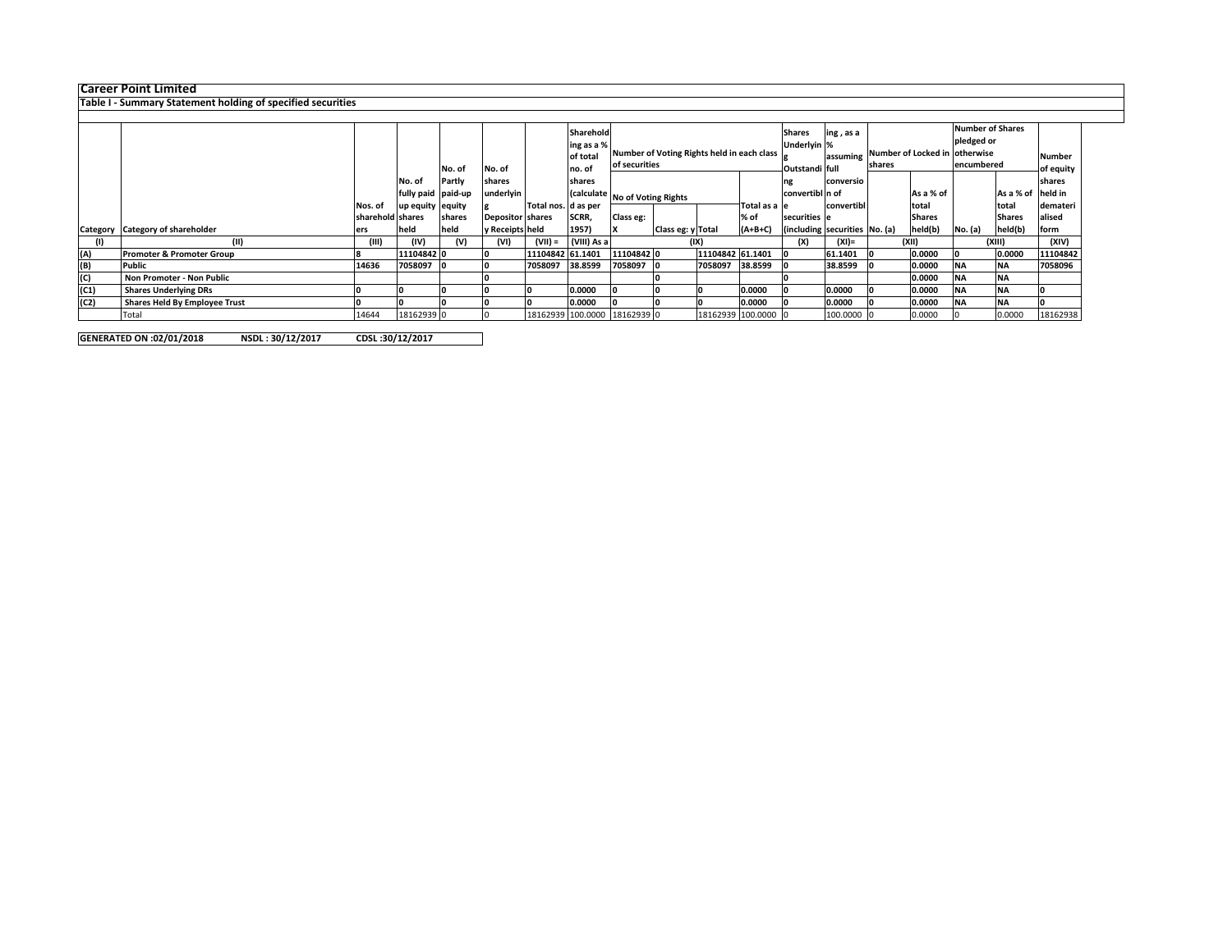**Career Point Limited**

**Table I - Summary Statement holding of specified securities**

| Category | Category of shareholder | Nos. of shareholders | No. of fully paid up equity shares held | No. of Partly paid-up equity shares held | No. of shares underlying Depository Receipts | Total nos. shares held | Shareholding as a % of total no. of shares (calculated as per SCRR, 1957) | Number of Voting Rights held in each class of securities | | | | No. of Shares Underlying Outstanding convertible securities (including Warrants) | Shareholding , as a % assuming full conversion of convertible securities | Number of Locked in shares | | Number of Shares pledged or otherwise encumbered | | Number of equity shares held in dematerialised form |
|---|---|---|---|---|---|---|---|---|---|---|---|---|---|---|---|---|---|---|
| | | | | | | | | No of Voting Rights | | | Total as a % of (A+B+C) | | | No. (a) | As a % of total Shares held(b) | No. (a) | As a % of total Shares held(b) | |
| | | | | | | | | Class eg: X | Class eg: y | Total | | | | | | | | |
| (I) | (II) | (III) | (IV) | (V) | (VI) | (VII) = | (VIII) As a | (IX) | | | | (X) | (XI)= | (XII) | | (XIII) | | (XIV) |
| (A) | **Promoter & Promoter Group** | 8 | 11104842 | 0 | 0 | 11104842 | 61.1401 | 11104842 | 0 | 11104842 | 61.1401 | 0 | 61.1401 | 0 | 0.0000 | 0 | 0.0000 | 11104842 |
| (B) | **Public** | 14636 | 7058097 | 0 | 0 | 7058097 | 38.8599 | 7058097 | 0 | 7058097 | 38.8599 | 0 | 38.8599 | 0 | 0.0000 | NA | NA | 7058096 |
| (C) | **Non Promoter - Non Public** | | | | 0 | | | | 0 | | | 0 | | | 0.0000 | NA | NA | |
| (C1) | **Shares Underlying DRs** | 0 | 0 | 0 | 0 | 0 | 0.0000 | 0 | 0 | 0 | 0.0000 | 0 | 0.0000 | 0 | 0.0000 | NA | NA | 0 |
| (C2) | **Shares Held By Employee Trust** | 0 | 0 | 0 | 0 | 0 | 0.0000 | 0 | 0 | 0 | 0.0000 | 0 | 0.0000 | 0 | 0.0000 | NA | NA | 0 |
| | Total | 14644 | 18162939 | 0 | 0 | 18162939 | 100.0000 | 18162939 | 0 | 18162939 | 100.0000 | 0 | 100.0000 | 0 | 0.0000 | 0 | 0.0000 | 18162938 |

**GENERATED ON :02/01/2018 NSDL : 30/12/2017 CDSL :30/12/2017**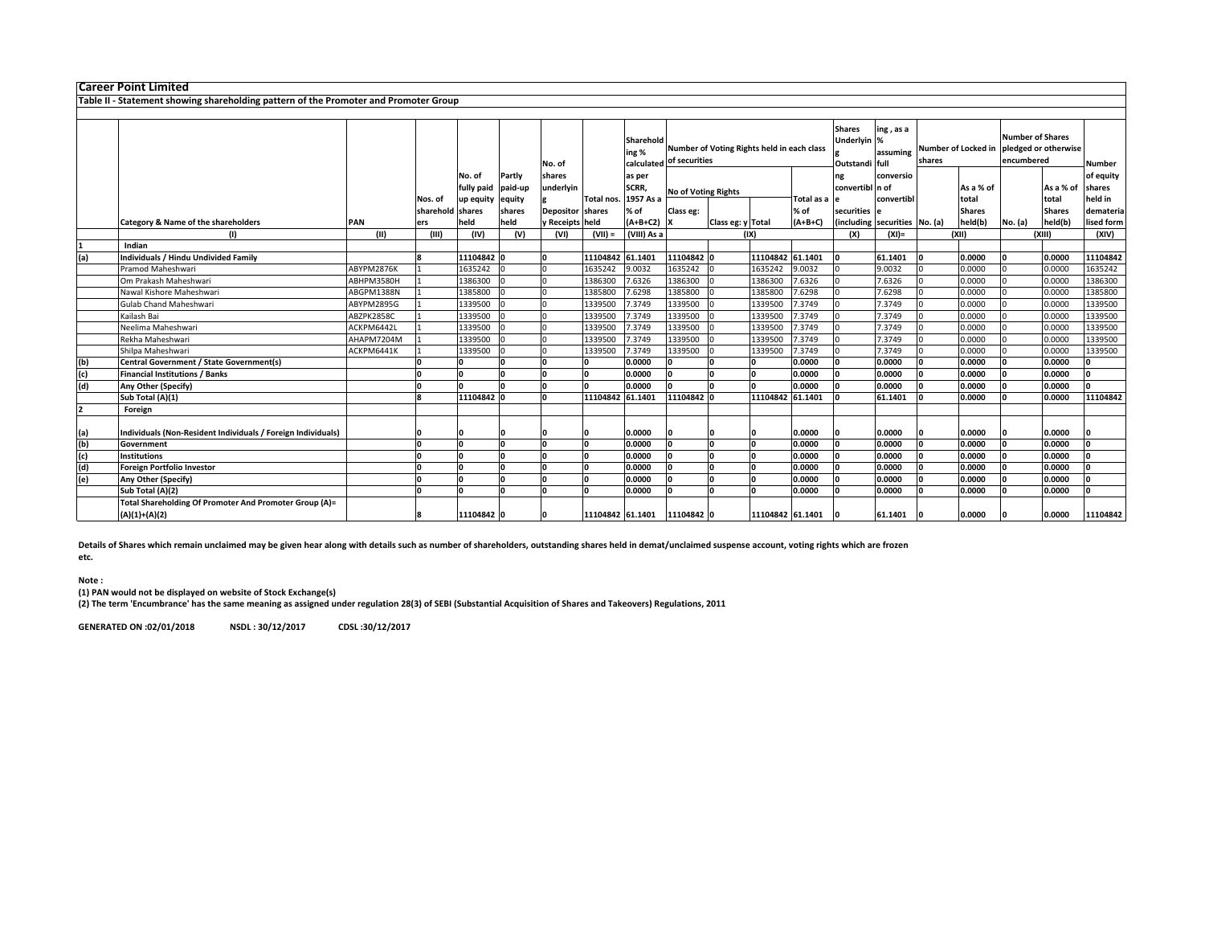**Career Point Limited**

**Table II - Statement showing shareholding pattern of the Promoter and Promoter Group**

| | Category & Name of the shareholders | PAN | Nos. of shareholders | No. of fully paid up equity shares held | Partly paid-up equity shares held | No. of shares underlying Depository Receipts | Total nos. shares held | Shareholding % calculated as per SCRR, 1957 As a % of (A+B+C2) | Number of Voting Rights held in each class of securities | | | | Shares Underlying Outstanding convertible securities (including | Shareholding, as a % assuming full conversion of convertible securities | Number of Locked in shares | | Number of Shares pledged or otherwise encumbered | | Number of equity shares held in dematerialised form |
|---|---|---|---|---|---|---|---|---|---|---|---|---|---|---|---|---|---|---|---|
| | | | | | | | | | No of Voting Rights | | | Total as a % of (A+B+C) | | | No. (a) | As a % of total Shares held(b) | No. (a) | As a % of total Shares held(b) | |
| | | | | | | | | | Class eg: X | Class eg: y | Total | | | | | | | | |
| | (I) | (II) | (III) | (IV) | (V) | (VI) | (VII) = | (VIII) As a | (IX) | | | | (X) | (XI)= | (XII) | | (XIII) | | (XIV) |
| 1 | **Indian** | | | | | | | | | | | | | | | | | | |
| (a) | **Individuals / Hindu Undivided Family** | | **8** | **11104842** | **0** | **0** | **11104842** | **61.1401** | **11104842** | **0** | **11104842** | **61.1401** | **0** | **61.1401** | **0** | **0.0000** | **0** | **0.0000** | **11104842** |
| | Pramod Maheshwari | ABYPM2876K | 1 | 1635242 | 0 | 0 | 1635242 | 9.0032 | 1635242 | 0 | 1635242 | 9.0032 | 0 | 9.0032 | 0 | 0.0000 | 0 | 0.0000 | 1635242 |
| | Om Prakash Maheshwari | ABHPM3580H | 1 | 1386300 | 0 | 0 | 1386300 | 7.6326 | 1386300 | 0 | 1386300 | 7.6326 | 0 | 7.6326 | 0 | 0.0000 | 0 | 0.0000 | 1386300 |
| | Nawal Kishore Maheshwari | ABGPM1388N | 1 | 1385800 | 0 | 0 | 1385800 | 7.6298 | 1385800 | 0 | 1385800 | 7.6298 | 0 | 7.6298 | 0 | 0.0000 | 0 | 0.0000 | 1385800 |
| | Gulab Chand Maheshwari | ABYPM2895G | 1 | 1339500 | 0 | 0 | 1339500 | 7.3749 | 1339500 | 0 | 1339500 | 7.3749 | 0 | 7.3749 | 0 | 0.0000 | 0 | 0.0000 | 1339500 |
| | Kailash Bai | ABZPK2858C | 1 | 1339500 | 0 | 0 | 1339500 | 7.3749 | 1339500 | 0 | 1339500 | 7.3749 | 0 | 7.3749 | 0 | 0.0000 | 0 | 0.0000 | 1339500 |
| | Neelima Maheshwari | ACKPM6442L | 1 | 1339500 | 0 | 0 | 1339500 | 7.3749 | 1339500 | 0 | 1339500 | 7.3749 | 0 | 7.3749 | 0 | 0.0000 | 0 | 0.0000 | 1339500 |
| | Rekha Maheshwari | AHAPM7204M | 1 | 1339500 | 0 | 0 | 1339500 | 7.3749 | 1339500 | 0 | 1339500 | 7.3749 | 0 | 7.3749 | 0 | 0.0000 | 0 | 0.0000 | 1339500 |
| | Shilpa Maheshwari | ACKPM6441K | 1 | 1339500 | 0 | 0 | 1339500 | 7.3749 | 1339500 | 0 | 1339500 | 7.3749 | 0 | 7.3749 | 0 | 0.0000 | 0 | 0.0000 | 1339500 |
| (b) | **Central Government / State Government(s)** | | **0** | **0** | **0** | **0** | **0** | **0.0000** | **0** | **0** | **0** | **0.0000** | **0** | **0.0000** | **0** | **0.0000** | **0** | **0.0000** | **0** |
| (c) | **Financial Institutions / Banks** | | **0** | **0** | **0** | **0** | **0** | **0.0000** | **0** | **0** | **0** | **0.0000** | **0** | **0.0000** | **0** | **0.0000** | **0** | **0.0000** | **0** |
| (d) | **Any Other (Specify)** | | **0** | **0** | **0** | **0** | **0** | **0.0000** | **0** | **0** | **0** | **0.0000** | **0** | **0.0000** | **0** | **0.0000** | **0** | **0.0000** | **0** |
| | **Sub Total (A)(1)** | | **8** | **11104842** | **0** | **0** | **11104842** | **61.1401** | **11104842** | **0** | **11104842** | **61.1401** | **0** | **61.1401** | **0** | **0.0000** | **0** | **0.0000** | **11104842** |
| 2 | **Foreign** | | | | | | | | | | | | | | | | | | |
| (a) | **Individuals (Non-Resident Individuals / Foreign Individuals)** | | **0** | **0** | **0** | **0** | **0** | **0.0000** | **0** | **0** | **0** | **0.0000** | **0** | **0.0000** | **0** | **0.0000** | **0** | **0.0000** | **0** |
| (b) | **Government** | | **0** | **0** | **0** | **0** | **0** | **0.0000** | **0** | **0** | **0** | **0.0000** | **0** | **0.0000** | **0** | **0.0000** | **0** | **0.0000** | **0** |
| (c) | **Institutions** | | **0** | **0** | **0** | **0** | **0** | **0.0000** | **0** | **0** | **0** | **0.0000** | **0** | **0.0000** | **0** | **0.0000** | **0** | **0.0000** | **0** |
| (d) | **Foreign Portfolio Investor** | | **0** | **0** | **0** | **0** | **0** | **0.0000** | **0** | **0** | **0** | **0.0000** | **0** | **0.0000** | **0** | **0.0000** | **0** | **0.0000** | **0** |
| (e) | **Any Other (Specify)** | | **0** | **0** | **0** | **0** | **0** | **0.0000** | **0** | **0** | **0** | **0.0000** | **0** | **0.0000** | **0** | **0.0000** | **0** | **0.0000** | **0** |
| | **Sub Total (A)(2)** | | **0** | **0** | **0** | **0** | **0** | **0.0000** | **0** | **0** | **0** | **0.0000** | **0** | **0.0000** | **0** | **0.0000** | **0** | **0.0000** | **0** |
| | **Total Shareholding Of Promoter And Promoter Group (A)= (A)(1)+(A)(2)** | | **8** | **11104842** | **0** | **0** | **11104842** | **61.1401** | **11104842** | **0** | **11104842** | **61.1401** | **0** | **61.1401** | **0** | **0.0000** | **0** | **0.0000** | **11104842** |

**Details of Shares which remain unclaimed may be given hear along with details such as number of shareholders, outstanding shares held in demat/unclaimed suspense account, voting rights which are frozen etc.**

**Note :**

**(1) PAN would not be displayed on website of Stock Exchange(s)**

**(2) The term 'Encumbrance' has the same meaning as assigned under regulation 28(3) of SEBI (Substantial Acquisition of Shares and Takeovers) Regulations, 2011**

**GENERATED ON :02/01/2018 NSDL : 30/12/2017 CDSL :30/12/2017**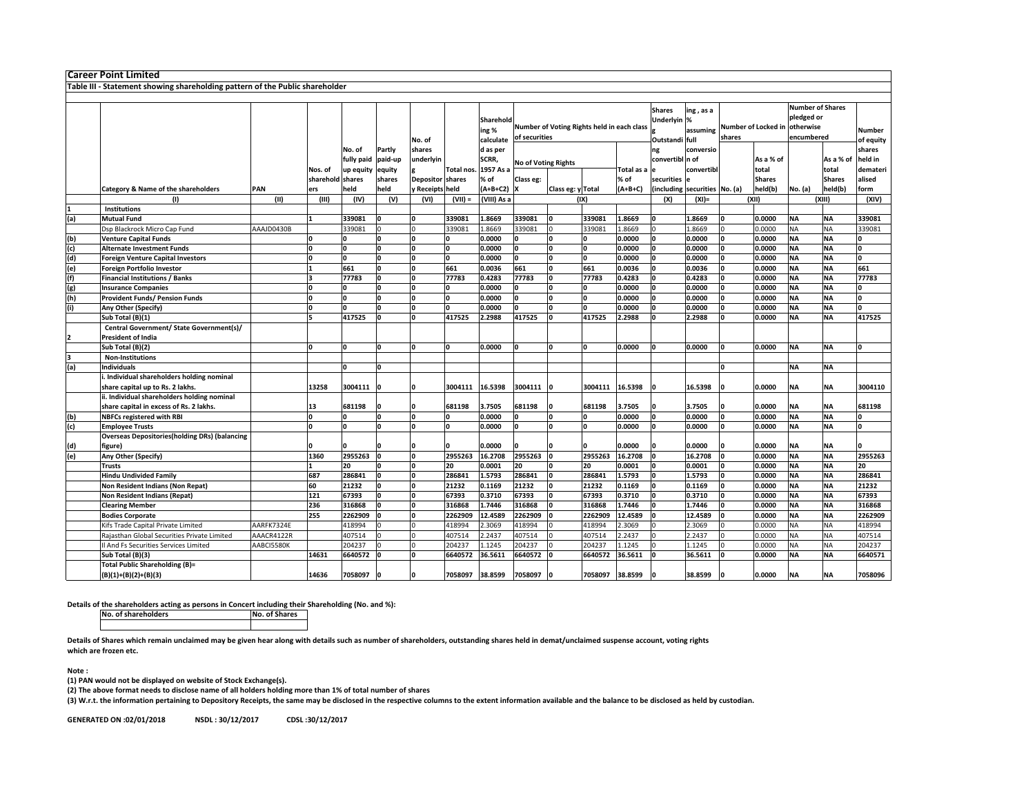**Career Point Limited**

**Table III - Statement showing shareholding pattern of the Public shareholder**

| | Category & Name of the shareholders | PAN | Nos. of shareholders | No. of fully paid up equity shares held | Partly paid-up equity shares held | No. of shares underlying Depository Receipts | Total nos. shares held | Shareholding % calculated as per SCRR, 1957 As a % of (A+B+C2) | Number of Voting Rights held in each class of securities | | | | Shares Underlying Outstanding convertible securities (including | Shareholding , as a % assuming full conversion of convertible securities | Number of Locked in shares | | Number of Shares pledged or otherwise encumbered | | Number of equity shares held in dematerialised form |
|---|---|---|---|---|---|---|---|---|---|---|---|---|---|---|---|---|---|---|---|
| | | | | | | | | | No of Voting Rights | | | Total as a % of (A+B+C) | | | No. (a) | As a % of total Shares held(b) | No. (a) | As a % of total Shares held(b) | |
| | | | | | | | | | Class eg: X | Class eg: y | Total | | | | | | | | |
| | (I) | (II) | (III) | (IV) | (V) | (VI) | (VII) = | (VIII) As a | (IX) | | | | (X) | (XI)= | (XII) | | (XIII) | | (XIV) |
| 1 | **Institutions** | | | | | | | | | | | | | | | | | | |
| (a) | **Mutual Fund** | | 1 | 339081 | 0 | 0 | 339081 | 1.8669 | 339081 | 0 | 339081 | 1.8669 | 0 | 1.8669 | 0 | 0.0000 | NA | NA | 339081 |
| | Dsp Blackrock Micro Cap Fund | AAAJD0430B | | 339081 | 0 | 0 | 339081 | 1.8669 | 339081 | 0 | 339081 | 1.8669 | 0 | 1.8669 | 0 | 0.0000 | NA | NA | 339081 |
| (b) | **Venture Capital Funds** | | 0 | 0 | 0 | 0 | 0 | 0.0000 | 0 | 0 | 0 | 0.0000 | 0 | 0.0000 | 0 | 0.0000 | NA | NA | 0 |
| (c) | **Alternate Investment Funds** | | 0 | 0 | 0 | 0 | 0 | 0.0000 | 0 | 0 | 0 | 0.0000 | 0 | 0.0000 | 0 | 0.0000 | NA | NA | 0 |
| (d) | **Foreign Venture Capital Investors** | | 0 | 0 | 0 | 0 | 0 | 0.0000 | 0 | 0 | 0 | 0.0000 | 0 | 0.0000 | 0 | 0.0000 | NA | NA | 0 |
| (e) | **Foreign Portfolio Investor** | | 1 | 661 | 0 | 0 | 661 | 0.0036 | 661 | 0 | 661 | 0.0036 | 0 | 0.0036 | 0 | 0.0000 | NA | NA | 661 |
| (f) | **Financial Institutions / Banks** | | 3 | 77783 | 0 | 0 | 77783 | 0.4283 | 77783 | 0 | 77783 | 0.4283 | 0 | 0.4283 | 0 | 0.0000 | NA | NA | 77783 |
| (g) | **Insurance Companies** | | 0 | 0 | 0 | 0 | 0 | 0.0000 | 0 | 0 | 0 | 0.0000 | 0 | 0.0000 | 0 | 0.0000 | NA | NA | 0 |
| (h) | **Provident Funds/ Pension Funds** | | 0 | 0 | 0 | 0 | 0 | 0.0000 | 0 | 0 | 0 | 0.0000 | 0 | 0.0000 | 0 | 0.0000 | NA | NA | 0 |
| (i) | **Any Other (Specify)** | | 0 | 0 | 0 | 0 | 0 | 0.0000 | 0 | 0 | 0 | 0.0000 | 0 | 0.0000 | 0 | 0.0000 | NA | NA | 0 |
| | **Sub Total (B)(1)** | | 5 | 417525 | 0 | 0 | 417525 | 2.2988 | 417525 | 0 | 417525 | 2.2988 | 0 | 2.2988 | 0 | 0.0000 | NA | NA | 417525 |
| 2 | **Central Government/ State Government(s)/ President of India** | | | | | | | | | | | | | | | | | | |
| | **Sub Total (B)(2)** | | 0 | 0 | 0 | 0 | 0 | 0.0000 | 0 | 0 | 0 | 0.0000 | 0 | 0.0000 | 0 | 0.0000 | NA | NA | 0 |
| 3 | **Non-Institutions** | | | | | | | | | | | | | | | | | | |
| (a) | **Individuals** | | | 0 | 0 | | | | | | | | | | 0 | | NA | NA | |
| | **i. Individual shareholders holding nominal share capital up to Rs. 2 lakhs.** | | 13258 | 3004111 | 0 | 0 | 3004111 | 16.5398 | 3004111 | 0 | 3004111 | 16.5398 | 0 | 16.5398 | 0 | 0.0000 | NA | NA | 3004110 |
| | **ii. Individual shareholders holding nominal share capital in excess of Rs. 2 lakhs.** | | 13 | 681198 | 0 | 0 | 681198 | 3.7505 | 681198 | 0 | 681198 | 3.7505 | 0 | 3.7505 | 0 | 0.0000 | NA | NA | 681198 |
| (b) | **NBFCs registered with RBI** | | 0 | 0 | 0 | 0 | 0 | 0.0000 | 0 | 0 | 0 | 0.0000 | 0 | 0.0000 | 0 | 0.0000 | NA | NA | 0 |
| (c) | **Employee Trusts** | | 0 | 0 | 0 | 0 | 0 | 0.0000 | 0 | 0 | 0 | 0.0000 | 0 | 0.0000 | 0 | 0.0000 | NA | NA | 0 |
| (d) | **Overseas Depositories(holding DRs) (balancing figure)** | | 0 | 0 | 0 | 0 | 0 | 0.0000 | 0 | 0 | 0 | 0.0000 | 0 | 0.0000 | 0 | 0.0000 | NA | NA | 0 |
| (e) | **Any Other (Specify)** | | 1360 | 2955263 | 0 | 0 | 2955263 | 16.2708 | 2955263 | 0 | 2955263 | 16.2708 | 0 | 16.2708 | 0 | 0.0000 | NA | NA | 2955263 |
| | **Trusts** | | 1 | 20 | 0 | 0 | 20 | 0.0001 | 20 | 0 | 20 | 0.0001 | 0 | 0.0001 | 0 | 0.0000 | NA | NA | 20 |
| | **Hindu Undivided Family** | | 687 | 286841 | 0 | 0 | 286841 | 1.5793 | 286841 | 0 | 286841 | 1.5793 | 0 | 1.5793 | 0 | 0.0000 | NA | NA | 286841 |
| | **Non Resident Indians (Non Repat)** | | 60 | 21232 | 0 | 0 | 21232 | 0.1169 | 21232 | 0 | 21232 | 0.1169 | 0 | 0.1169 | 0 | 0.0000 | NA | NA | 21232 |
| | **Non Resident Indians (Repat)** | | 121 | 67393 | 0 | 0 | 67393 | 0.3710 | 67393 | 0 | 67393 | 0.3710 | 0 | 0.3710 | 0 | 0.0000 | NA | NA | 67393 |
| | **Clearing Member** | | 236 | 316868 | 0 | 0 | 316868 | 1.7446 | 316868 | 0 | 316868 | 1.7446 | 0 | 1.7446 | 0 | 0.0000 | NA | NA | 316868 |
| | **Bodies Corporate** | | 255 | 2262909 | 0 | 0 | 2262909 | 12.4589 | 2262909 | 0 | 2262909 | 12.4589 | 0 | 12.4589 | 0 | 0.0000 | NA | NA | 2262909 |
| | Kifs Trade Capital Private Limited | AARFK7324E | | 418994 | 0 | 0 | 418994 | 2.3069 | 418994 | 0 | 418994 | 2.3069 | 0 | 2.3069 | 0 | 0.0000 | NA | NA | 418994 |
| | Rajasthan Global Securities Private Limited | AAACR4122R | | 407514 | 0 | 0 | 407514 | 2.2437 | 407514 | 0 | 407514 | 2.2437 | 0 | 2.2437 | 0 | 0.0000 | NA | NA | 407514 |
| | Il And Fs Securities Services Limited | AABCI5580K | | 204237 | 0 | 0 | 204237 | 1.1245 | 204237 | 0 | 204237 | 1.1245 | 0 | 1.1245 | 0 | 0.0000 | NA | NA | 204237 |
| | **Sub Total (B)(3)** | | 14631 | 6640572 | 0 | 0 | 6640572 | 36.5611 | 6640572 | 0 | 6640572 | 36.5611 | 0 | 36.5611 | 0 | 0.0000 | NA | NA | 6640571 |
| | **Total Public Shareholding (B)= (B)(1)+(B)(2)+(B)(3)** | | 14636 | 7058097 | 0 | 0 | 7058097 | 38.8599 | 7058097 | 0 | 7058097 | 38.8599 | 0 | 38.8599 | 0 | 0.0000 | NA | NA | 7058096 |

**Details of the shareholders acting as persons in Concert including their Shareholding (No. and %):**

| No. of shareholders | No. of Shares |
|---|---|
| | |

**Details of Shares which remain unclaimed may be given hear along with details such as number of shareholders, outstanding shares held in demat/unclaimed suspense account, voting rights which are frozen etc.**

**Note :**

**(1) PAN would not be displayed on website of Stock Exchange(s).**

**(2) The above format needs to disclose name of all holders holding more than 1% of total number of shares**

**(3) W.r.t. the information pertaining to Depository Receipts, the same may be disclosed in the respective columns to the extent information available and the balance to be disclosed as held by custodian.**

**GENERATED ON :02/01/2018 NSDL : 30/12/2017 CDSL :30/12/2017**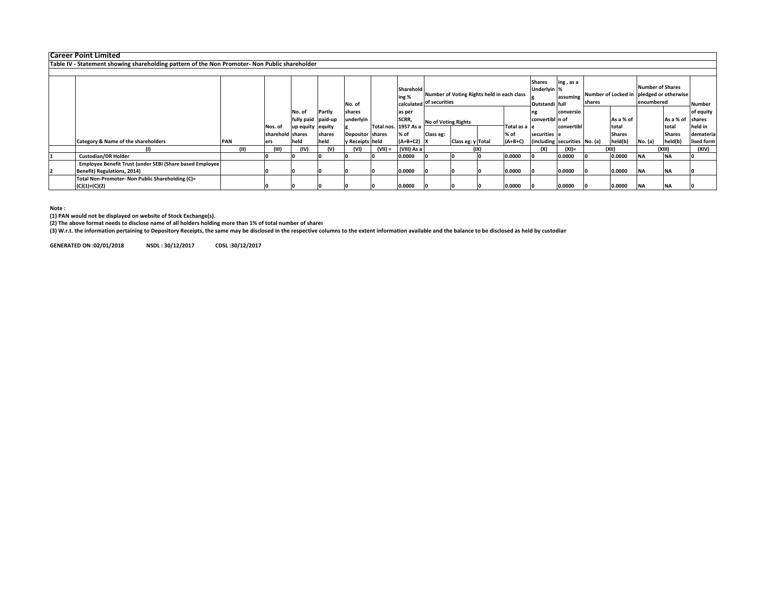## Career Point Limited

### Table IV - Statement showing shareholding pattern of the Non Promoter- Non Public shareholder

| | Category & Name of the shareholders | PAN | Nos. of shareholders | No. of fully paid up equity shares held | Partly paid-up equity shares held | No. of shares underlying Depository Receipts | Total nos. shares held | Shareholding % calculated as per SCRR, 1957 As a % of (A+B+C2) | Number of Voting Rights held in each class of securities | | | | Shares Underlying Outstanding convertible securities (including | ing , as a % assuming full conversion of convertible securities | Number of Locked in shares | | Number of Shares pledged or otherwise encumbered | | Number of equity shares held in dematerialised form |
|---|---|---|---|---|---|---|---|---|---|---|---|---|---|---|---|---|---|---|---|
| | | | | | | | | | No of Voting Rights | | | Total as a % of (A+B+C) | | | No. (a) | As a % of total Shares held(b) | No. (a) | As a % of total Shares held(b) | |
| | | | | | | | | | Class eg: X | Class eg: y | Total | | | | | | | | |
| | (I) | (II) | (III) | (IV) | (V) | (VI) | (VII) = | (VIII) As a | (IX) | | | | (X) | (XI)= | (XII) | | (XIII) | | (XIV) |
| 1 | Custodian/DR Holder | | 0 | 0 | 0 | 0 | 0 | 0.0000 | 0 | 0 | 0 | 0.0000 | 0 | 0.0000 | 0 | 0.0000 | NA | NA | 0 |
| 2 | Employee Benefit Trust (under SEBI (Share based Employee Benefit) Regulations, 2014) | | 0 | 0 | 0 | 0 | 0 | 0.0000 | 0 | 0 | 0 | 0.0000 | 0 | 0.0000 | 0 | 0.0000 | NA | NA | 0 |
| | Total Non-Promoter- Non Public Shareholding (C)= (C)(1)+(C)(2) | | 0 | 0 | 0 | 0 | 0 | 0.0000 | 0 | 0 | 0 | 0.0000 | 0 | 0.0000 | 0 | 0.0000 | NA | NA | 0 |

**Note :**

**(1) PAN would not be displayed on website of Stock Exchange(s).**

**(2) The above format needs to disclose name of all holders holding more than 1% of total number of shares**

**(3) W.r.t. the information pertaining to Depository Receipts, the same may be disclosed in the respective columns to the extent information available and the balance to be disclosed as held by custodian**

**GENERATED ON :02/01/2018 NSDL : 30/12/2017 CDSL :30/12/2017**